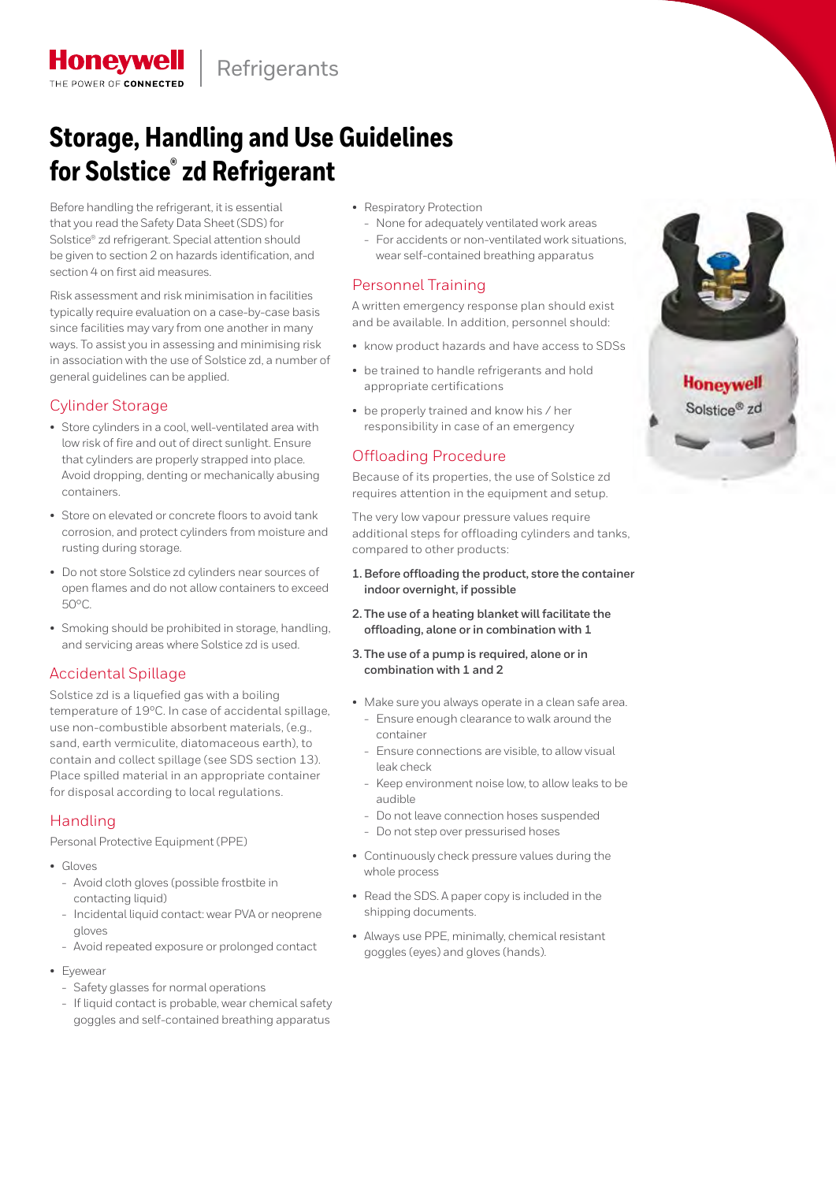# Storage, Handling and Use Guidelines for Solstice® zd Refrigerant

Before handling the refrigerant, it is essential that you read the Safety Data Sheet (SDS) for Solstice® zd refrigerant. Special attention should be given to section 2 on hazards identification, and section 4 on first aid measures.

Risk assessment and risk minimisation in facilities typically require evaluation on a case-by-case basis since facilities may vary from one another in many ways. To assist you in assessing and minimising risk in association with the use of Solstice zd, a number of general guidelines can be applied.

## Cylinder Storage

- Store cylinders in a cool, well-ventilated area with low risk of fire and out of direct sunlight. Ensure that cylinders are properly strapped into place. Avoid dropping, denting or mechanically abusing containers.
- Store on elevated or concrete floors to avoid tank corrosion, and protect cylinders from moisture and rusting during storage.
- Do not store Solstice zd cylinders near sources of open flames and do not allow containers to exceed 50ºC.
- Smoking should be prohibited in storage, handling, and servicing areas where Solstice zd is used.

## Accidental Spillage

Solstice zd is a liquefied gas with a boiling temperature of 19ºC. In case of accidental spillage, use non-combustible absorbent materials, (e.g., sand, earth vermiculite, diatomaceous earth), to contain and collect spillage (see SDS section 13). Place spilled material in an appropriate container for disposal according to local regulations.

## Handling

Personal Protective Equipment (PPE)

- Gloves
  - Avoid cloth gloves (possible frostbite in contacting liquid)
  - Incidental liquid contact: wear PVA or neoprene gloves
  - Avoid repeated exposure or prolonged contact
- Eyewear
  - Safety glasses for normal operations
  - If liquid contact is probable, wear chemical safety goggles and self-contained breathing apparatus
- Respiratory Protection
  - None for adequately ventilated work areas
  - For accidents or non-ventilated work situations, wear self-contained breathing apparatus

## Personnel Training

A written emergency response plan should exist and be available. In addition, personnel should:

- know product hazards and have access to SDSs
- be trained to handle refrigerants and hold appropriate certifications
- be properly trained and know his / her responsibility in case of an emergency

## Offloading Procedure

Because of its properties, the use of Solstice zd requires attention in the equipment and setup.

The very low vapour pressure values require additional steps for offloading cylinders and tanks, compared to other products:

1. **Before offloading the product, store the container indoor overnight, if possible**
2. **The use of a heating blanket will facilitate the offloading, alone or in combination with 1**
3. **The use of a pump is required, alone or in combination with 1 and 2**

- Make sure you always operate in a clean safe area.
  - Ensure enough clearance to walk around the container
  - Ensure connections are visible, to allow visual leak check
  - Keep environment noise low, to allow leaks to be audible
  - Do not leave connection hoses suspended
  - Do not step over pressurised hoses
- Continuously check pressure values during the whole process
- Read the SDS. A paper copy is included in the shipping documents.
- Always use PPE, minimally, chemical resistant goggles (eyes) and gloves (hands).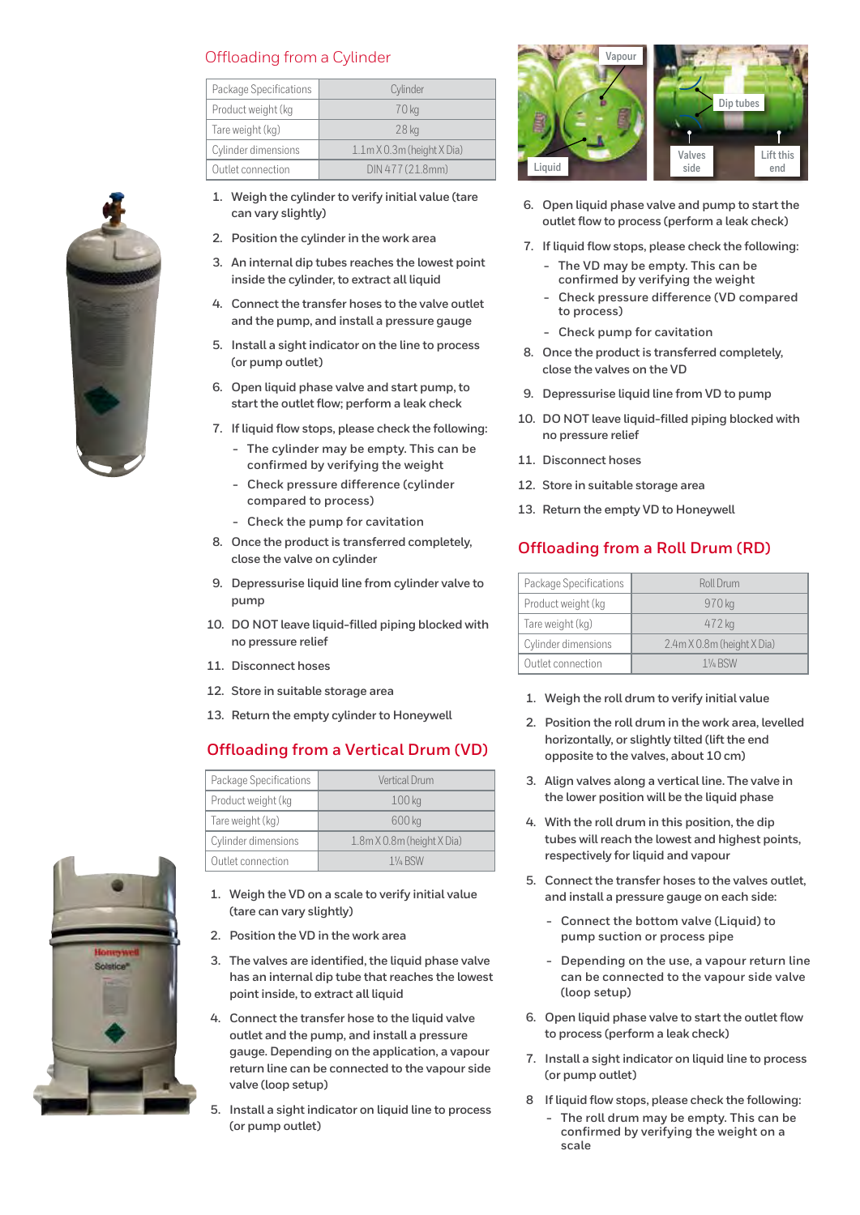## Offloading from a Cylinder

| Package Specifications | Cylinder |
|---|---|
| Product weight (kg | 70 kg |
| Tare weight (kg) | 28 kg |
| Cylinder dimensions | 1.1m X 0.3m (height X Dia) |
| Outlet connection | DIN 477 (21.8mm) |

1. Weigh the cylinder to verify initial value (tare can vary slightly)
2. Position the cylinder in the work area
3. An internal dip tubes reaches the lowest point inside the cylinder, to extract all liquid
4. Connect the transfer hoses to the valve outlet and the pump, and install a pressure gauge
5. Install a sight indicator on the line to process (or pump outlet)
6. Open liquid phase valve and start pump, to start the outlet flow; perform a leak check
7. If liquid flow stops, please check the following:
   - The cylinder may be empty. This can be confirmed by verifying the weight
   - Check pressure difference (cylinder compared to process)
   - Check the pump for cavitation
8. Once the product is transferred completely, close the valve on cylinder
9. Depressurise liquid line from cylinder valve to pump
10. DO NOT leave liquid-filled piping blocked with no pressure relief
11. Disconnect hoses
12. Store in suitable storage area
13. Return the empty cylinder to Honeywell

## Offloading from a Vertical Drum (VD)

| Package Specifications | Vertical Drum |
|---|---|
| Product weight (kg | 100 kg |
| Tare weight (kg) | 600 kg |
| Cylinder dimensions | 1.8m X 0.8m (height X Dia) |
| Outlet connection | 1¼ BSW |

1. Weigh the VD on a scale to verify initial value (tare can vary slightly)
2. Position the VD in the work area
3. The valves are identified, the liquid phase valve has an internal dip tube that reaches the lowest point inside, to extract all liquid
4. Connect the transfer hose to the liquid valve outlet and the pump, and install a pressure gauge. Depending on the application, a vapour return line can be connected to the vapour side valve (loop setup)
5. Install a sight indicator on liquid line to process (or pump outlet)
6. Open liquid phase valve and pump to start the outlet flow to process (perform a leak check)
7. If liquid flow stops, please check the following:
   - The VD may be empty. This can be confirmed by verifying the weight
   - Check pressure difference (VD compared to process)
   - Check pump for cavitation
8. Once the product is transferred completely, close the valves on the VD
9. Depressurise liquid line from VD to pump
10. DO NOT leave liquid-filled piping blocked with no pressure relief
11. Disconnect hoses
12. Store in suitable storage area
13. Return the empty VD to Honeywell

## Offloading from a Roll Drum (RD)

| Package Specifications | Roll Drum |
|---|---|
| Product weight (kg | 970 kg |
| Tare weight (kg) | 472 kg |
| Cylinder dimensions | 2.4m X 0.8m (height X Dia) |
| Outlet connection | 1¼ BSW |

1. Weigh the roll drum to verify initial value
2. Position the roll drum in the work area, levelled horizontally, or slightly tilted (lift the end opposite to the valves, about 10 cm)
3. Align valves along a vertical line. The valve in the lower position will be the liquid phase
4. With the roll drum in this position, the dip tubes will reach the lowest and highest points, respectively for liquid and vapour
5. Connect the transfer hoses to the valves outlet, and install a pressure gauge on each side:
   - Connect the bottom valve (Liquid) to pump suction or process pipe
   - Depending on the use, a vapour return line can be connected to the vapour side valve (loop setup)
6. Open liquid phase valve to start the outlet flow to process (perform a leak check)
7. Install a sight indicator on liquid line to process (or pump outlet)
8. If liquid flow stops, please check the following:
   - The roll drum may be empty. This can be confirmed by verifying the weight on a scale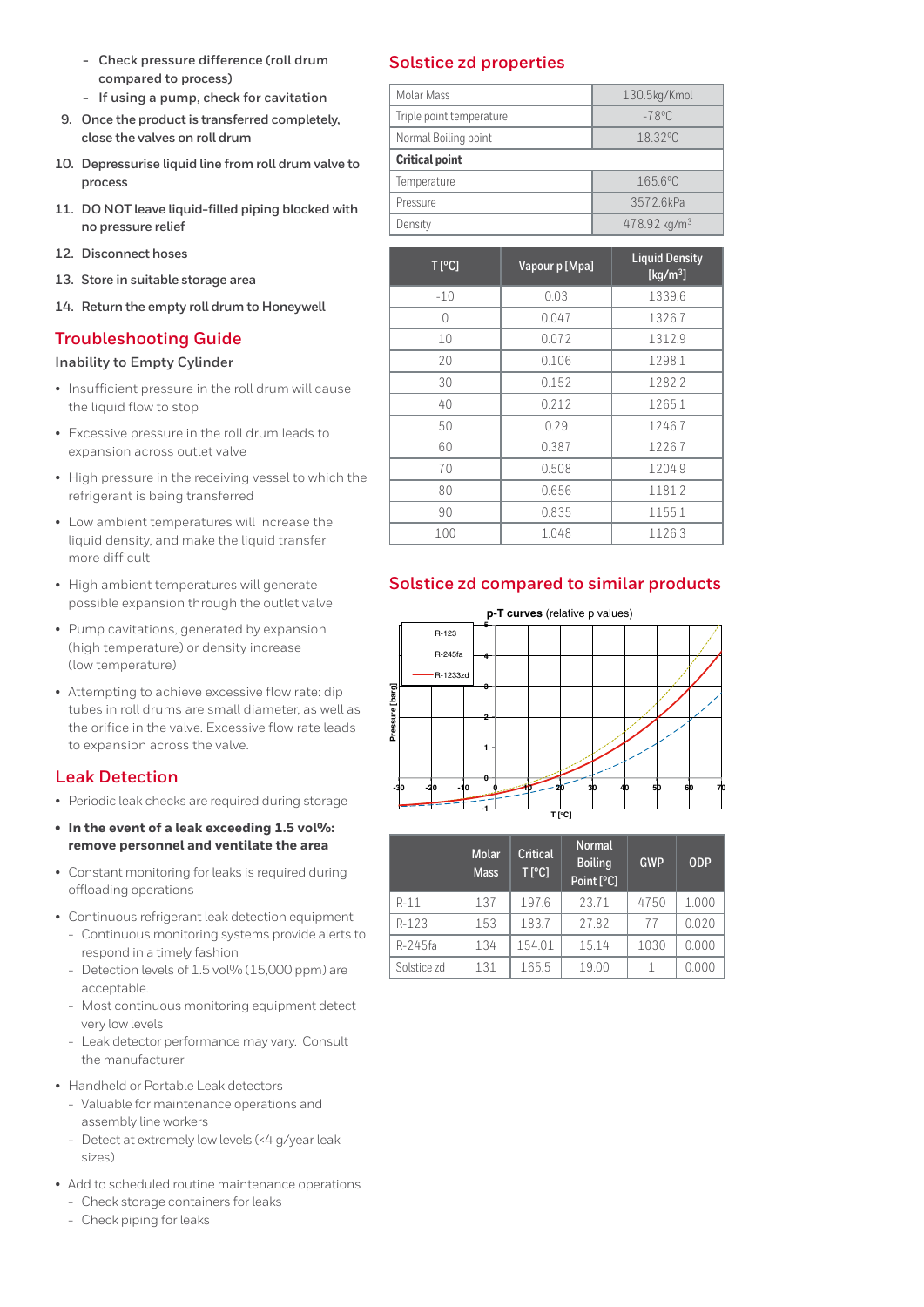- Check pressure difference (roll drum compared to process)
- If using a pump, check for cavitation

9. Once the product is transferred completely, close the valves on roll drum
10. Depressurise liquid line from roll drum valve to process
11. DO NOT leave liquid-filled piping blocked with no pressure relief
12. Disconnect hoses
13. Store in suitable storage area
14. Return the empty roll drum to Honeywell

## Troubleshooting Guide

### Inability to Empty Cylinder

- Insufficient pressure in the roll drum will cause the liquid flow to stop
- Excessive pressure in the roll drum leads to expansion across outlet valve
- High pressure in the receiving vessel to which the refrigerant is being transferred
- Low ambient temperatures will increase the liquid density, and make the liquid transfer more difficult
- High ambient temperatures will generate possible expansion through the outlet valve
- Pump cavitations, generated by expansion (high temperature) or density increase (low temperature)
- Attempting to achieve excessive flow rate: dip tubes in roll drums are small diameter, as well as the orifice in the valve. Excessive flow rate leads to expansion across the valve.

## Leak Detection

- Periodic leak checks are required during storage
- **In the event of a leak exceeding 1.5 vol%: remove personnel and ventilate the area**
- Constant monitoring for leaks is required during offloading operations
- Continuous refrigerant leak detection equipment
  - Continuous monitoring systems provide alerts to respond in a timely fashion
  - Detection levels of 1.5 vol% (15,000 ppm) are acceptable.
  - Most continuous monitoring equipment detect very low levels
  - Leak detector performance may vary. Consult the manufacturer
- Handheld or Portable Leak detectors
  - Valuable for maintenance operations and assembly line workers
  - Detect at extremely low levels (<4 g/year leak sizes)
- Add to scheduled routine maintenance operations
  - Check storage containers for leaks
  - Check piping for leaks

## Solstice zd properties

| | |
|---|---|
| Molar Mass | 130.5kg/Kmol |
| Triple point temperature | -78°C |
| Normal Boiling point | 18.32°C |
| **Critical point** | |
| Temperature | 165.6°C |
| Pressure | 3572.6kPa |
| Density | 478.92 kg/m$^3$ |

| T [°C] | Vapour p [Mpa] | Liquid Density [kg/m$^3$] |
|---|---|---|
| -10 | 0.03 | 1339.6 |
| 0 | 0.047 | 1326.7 |
| 10 | 0.072 | 1312.9 |
| 20 | 0.106 | 1298.1 |
| 30 | 0.152 | 1282.2 |
| 40 | 0.212 | 1265.1 |
| 50 | 0.29 | 1246.7 |
| 60 | 0.387 | 1226.7 |
| 70 | 0.508 | 1204.9 |
| 80 | 0.656 | 1181.2 |
| 90 | 0.835 | 1155.1 |
| 100 | 1.048 | 1126.3 |

## Solstice zd compared to similar products

**p-T curves** (relative p values)

| | Molar Mass | Critical T [°C] | Normal Boiling Point [°C] | GWP | ODP |
|---|---|---|---|---|---|
| R-11 | 137 | 197.6 | 23.71 | 4750 | 1.000 |
| R-123 | 153 | 183.7 | 27.82 | 77 | 0.020 |
| R-245fa | 134 | 154.01 | 15.14 | 1030 | 0.000 |
| Solstice zd | 131 | 165.5 | 19.00 | 1 | 0.000 |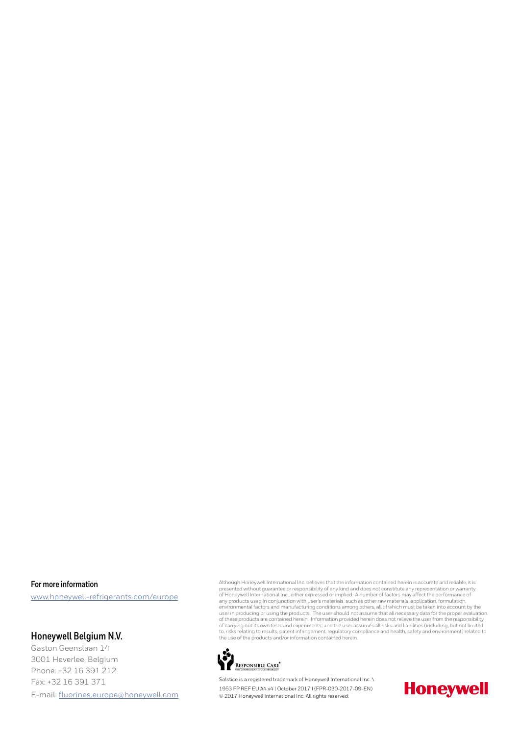### For more information

www.honeywell-refrigerants.com/europe

### Honeywell Belgium N.V.

Gaston Geenslaan 14
3001 Heverlee, Belgium
Phone: +32 16 391 212
Fax: +32 16 391 371
E-mail: fluorines.europe@honeywell.com

Although Honeywell International Inc. believes that the information contained herein is accurate and reliable, it is presented without guarantee or responsibility of any kind and does not constitute any representation or warranty of Honeywell International Inc., either expressed or implied. A number of factors may affect the performance of any products used in conjunction with user's materials, such as other raw materials, application, formulation, environmental factors and manufacturing conditions among others, all of which must be taken into account by the user in producing or using the products. The user should not assume that all necessary data for the proper evaluation of these products are contained herein. Information provided herein does not relieve the user from the responsibility of carrying out its own tests and experiments, and the user assumes all risks and liabilities (including, but not limited to, risks relating to results, patent infringement, regulatory compliance and health, safety and environment) related to the use of the products and/or information contained herein.

Responsible Care®

Solstice is a registered trademark of Honeywell International Inc. \
1953 FP REF EU A4 v4 | October 2017 I (FPR-030-2017-09-EN)
© 2017 Honeywell International Inc. All rights reserved.

Honeywell